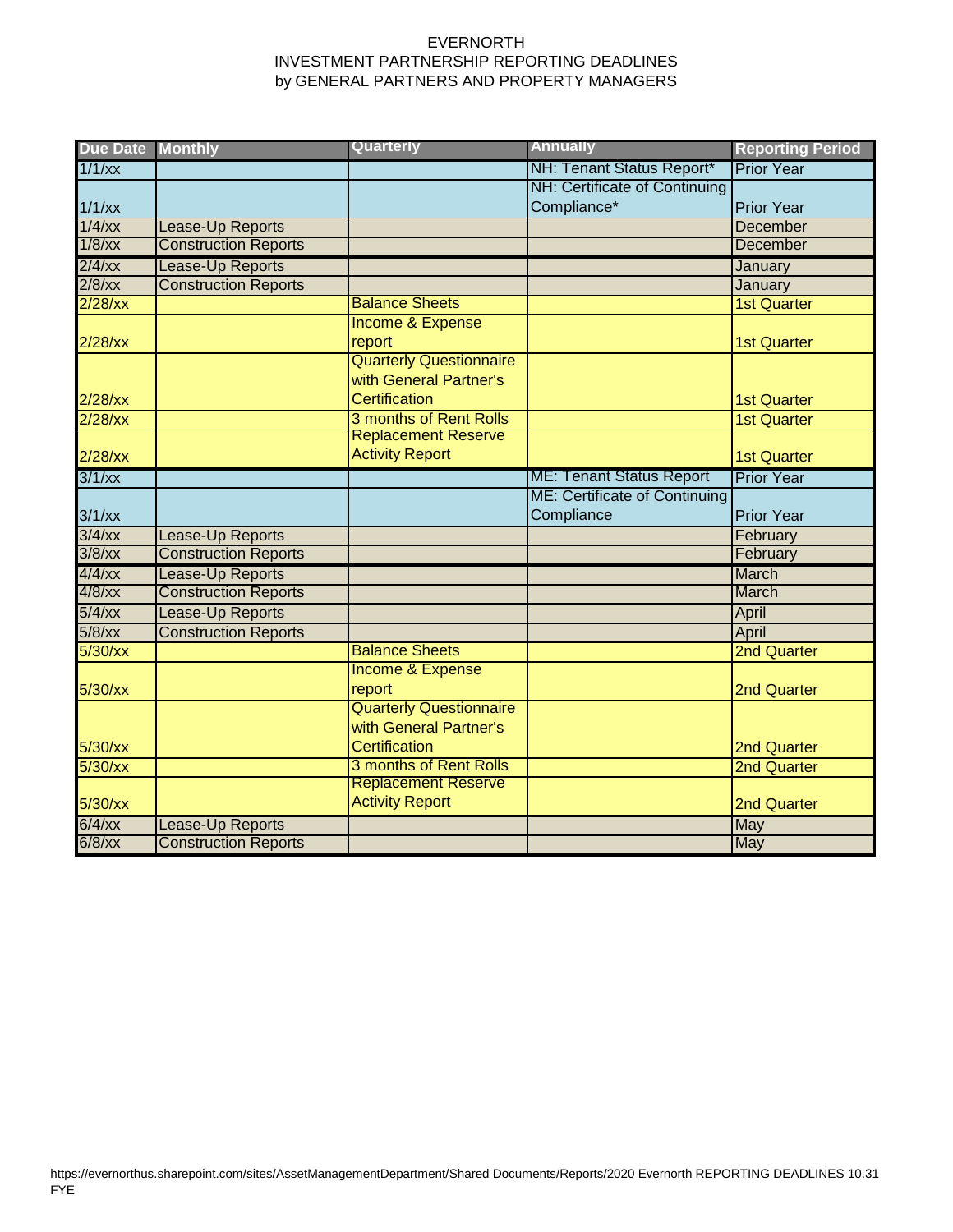EVERNORTH
INVESTMENT PARTNERSHIP REPORTING DEADLINES
by GENERAL PARTNERS AND PROPERTY MANAGERS

| Due Date | Monthly | Quarterly | Annually | Reporting Period |
|---|---|---|---|---|
| 1/1/xx | | | NH: Tenant Status Report* | Prior Year |
| 1/1/xx | | | NH: Certificate of Continuing Compliance* | Prior Year |
| 1/4/xx | Lease-Up Reports | | | December |
| 1/8/xx | Construction Reports | | | December |
| 2/4/xx | Lease-Up Reports | | | January |
| 2/8/xx | Construction Reports | | | January |
| 2/28/xx | | Balance Sheets | | 1st Quarter |
| 2/28/xx | | Income & Expense report | | 1st Quarter |
| 2/28/xx | | Quarterly Questionnaire with General Partner's Certification | | 1st Quarter |
| 2/28/xx | | 3 months of Rent Rolls | | 1st Quarter |
| 2/28/xx | | Replacement Reserve Activity Report | | 1st Quarter |
| 3/1/xx | | | ME: Tenant Status Report | Prior Year |
| 3/1/xx | | | ME: Certificate of Continuing Compliance | Prior Year |
| 3/4/xx | Lease-Up Reports | | | February |
| 3/8/xx | Construction Reports | | | February |
| 4/4/xx | Lease-Up Reports | | | March |
| 4/8/xx | Construction Reports | | | March |
| 5/4/xx | Lease-Up Reports | | | April |
| 5/8/xx | Construction Reports | | | April |
| 5/30/xx | | Balance Sheets | | 2nd Quarter |
| 5/30/xx | | Income & Expense report | | 2nd Quarter |
| 5/30/xx | | Quarterly Questionnaire with General Partner's Certification | | 2nd Quarter |
| 5/30/xx | | 3 months of Rent Rolls | | 2nd Quarter |
| 5/30/xx | | Replacement Reserve Activity Report | | 2nd Quarter |
| 6/4/xx | Lease-Up Reports | | | May |
| 6/8/xx | Construction Reports | | | May |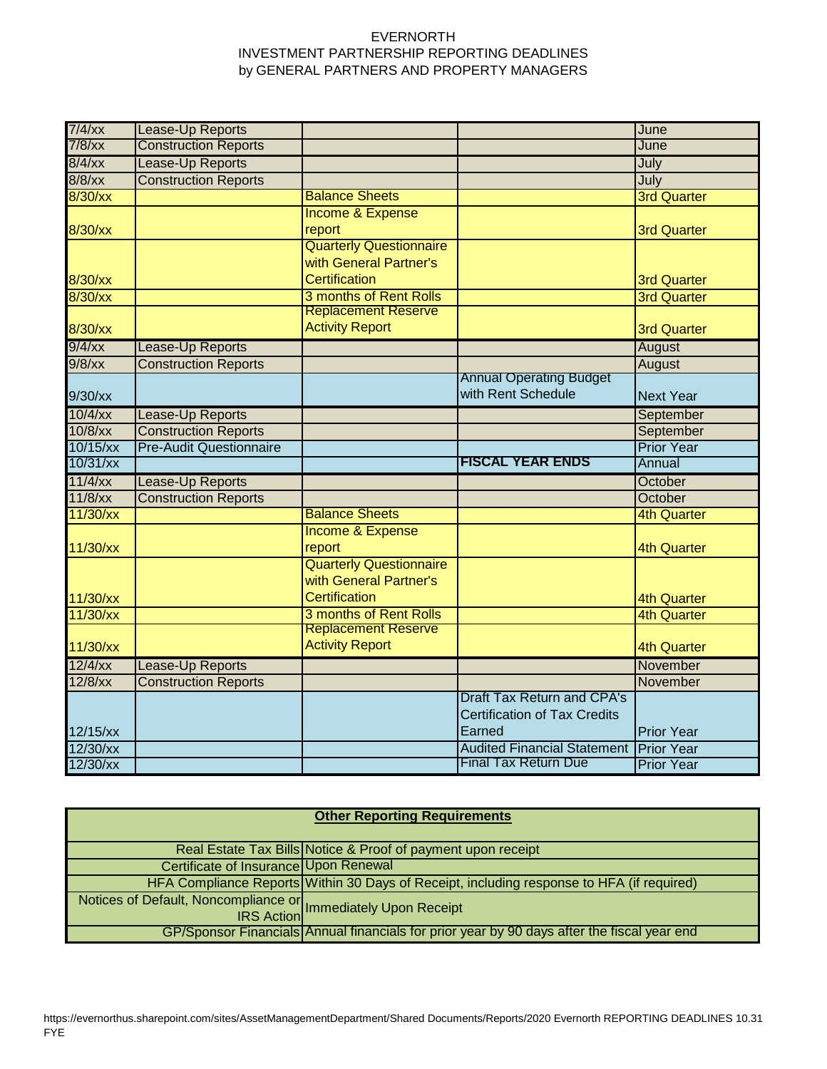EVERNORTH
INVESTMENT PARTNERSHIP REPORTING DEADLINES
by GENERAL PARTNERS AND PROPERTY MANAGERS

| | | | | |
|---|---|---|---|---|
| 7/4/xx | Lease-Up Reports | | | June |
| 7/8/xx | Construction Reports | | | June |
| 8/4/xx | Lease-Up Reports | | | July |
| 8/8/xx | Construction Reports | | | July |
| 8/30/xx | | Balance Sheets | | 3rd Quarter |
| 8/30/xx | | Income & Expense report | | 3rd Quarter |
| 8/30/xx | | Quarterly Questionnaire with General Partner's Certification | | 3rd Quarter |
| 8/30/xx | | 3 months of Rent Rolls | | 3rd Quarter |
| 8/30/xx | | Replacement Reserve Activity Report | | 3rd Quarter |
| 9/4/xx | Lease-Up Reports | | | August |
| 9/8/xx | Construction Reports | | | August |
| 9/30/xx | | | Annual Operating Budget with Rent Schedule | Next Year |
| 10/4/xx | Lease-Up Reports | | | September |
| 10/8/xx | Construction Reports | | | September |
| 10/15/xx | Pre-Audit Questionnaire | | | Prior Year |
| 10/31/xx | | | **FISCAL YEAR ENDS** | Annual |
| 11/4/xx | Lease-Up Reports | | | October |
| 11/8/xx | Construction Reports | | | October |
| 11/30/xx | | Balance Sheets | | 4th Quarter |
| 11/30/xx | | Income & Expense report | | 4th Quarter |
| 11/30/xx | | Quarterly Questionnaire with General Partner's Certification | | 4th Quarter |
| 11/30/xx | | 3 months of Rent Rolls | | 4th Quarter |
| 11/30/xx | | Replacement Reserve Activity Report | | 4th Quarter |
| 12/4/xx | Lease-Up Reports | | | November |
| 12/8/xx | Construction Reports | | | November |
| 12/15/xx | | | Draft Tax Return and CPA's Certification of Tax Credits Earned | Prior Year |
| 12/30/xx | | | Audited Financial Statement | Prior Year |
| 12/30/xx | | | Final Tax Return Due | Prior Year |

| **Other Reporting Requirements** | |
|---|---|
| Real Estate Tax Bills | Notice & Proof of payment upon receipt |
| Certificate of Insurance | Upon Renewal |
| HFA Compliance Reports | Within 30 Days of Receipt, including response to HFA (if required) |
| Notices of Default, Noncompliance or IRS Action | Immediately Upon Receipt |
| GP/Sponsor Financials | Annual financials for prior year by 90 days after the fiscal year end |